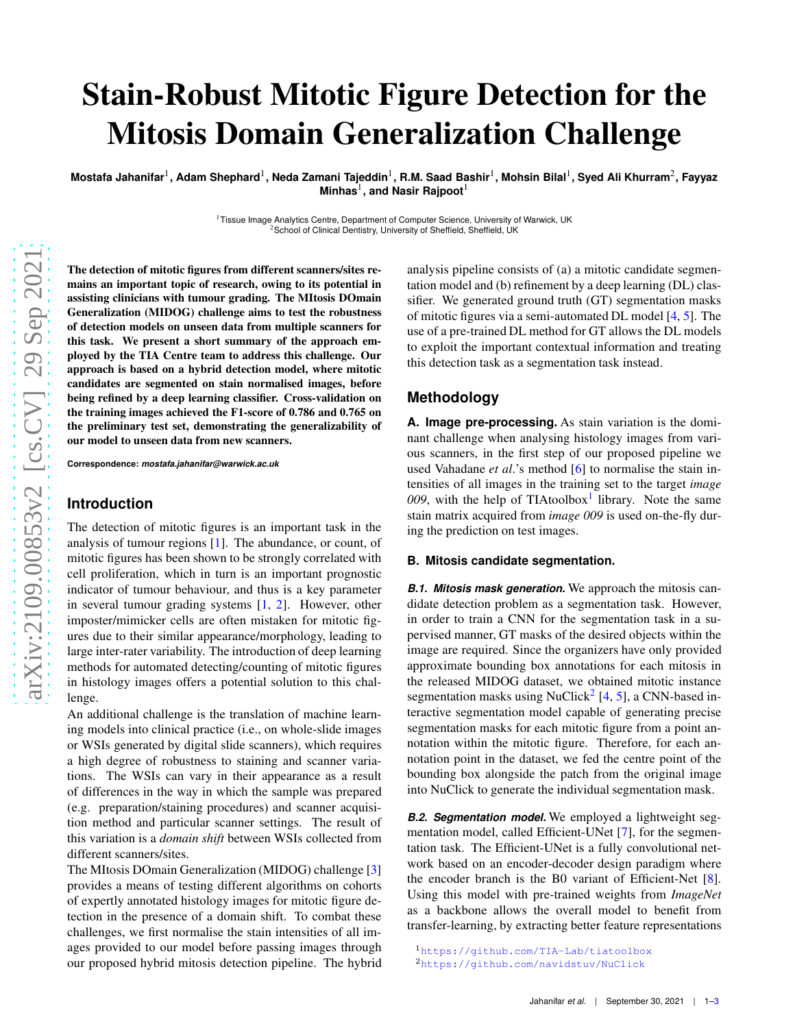# Stain-Robust Mitotic Figure Detection for the Mitosis Domain Generalization Challenge

**Mostafa Jahanifar[1], Adam Shephard[1], Neda Zamani Tajeddin[1], R.M. Saad Bashir[1], Mohsin Bilal[1], Syed Ali Khurram[2], Fayyaz Minhas[1], and Nasir Rajpoot[1]**

[1]Tissue Image Analytics Centre, Department of Computer Science, University of Warwick, UK
[2]School of Clinical Dentistry, University of Sheffield, Sheffield, UK

**The detection of mitotic figures from different scanners/sites remains an important topic of research, owing to its potential in assisting clinicians with tumour grading. The MItosis DOmain Generalization (MIDOG) challenge aims to test the robustness of detection models on unseen data from multiple scanners for this task. We present a short summary of the approach employed by the TIA Centre team to address this challenge. Our approach is based on a hybrid detection model, where mitotic candidates are segmented on stain normalised images, before being refined by a deep learning classifier. Cross-validation on the training images achieved the F1-score of 0.786 and 0.765 on the preliminary test set, demonstrating the generalizability of our model to unseen data from new scanners.**

**Correspondence:** ***mostafa.jahanifar@warwick.ac.uk***

## Introduction

The detection of mitotic figures is an important task in the analysis of tumour regions [1]. The abundance, or count, of mitotic figures has been shown to be strongly correlated with cell proliferation, which in turn is an important prognostic indicator of tumour behaviour, and thus is a key parameter in several tumour grading systems [1, 2]. However, other imposter/mimicker cells are often mistaken for mitotic figures due to their similar appearance/morphology, leading to large inter-rater variability. The introduction of deep learning methods for automated detecting/counting of mitotic figures in histology images offers a potential solution to this challenge.

An additional challenge is the translation of machine learning models into clinical practice (i.e., on whole-slide images or WSIs generated by digital slide scanners), which requires a high degree of robustness to staining and scanner variations. The WSIs can vary in their appearance as a result of differences in the way in which the sample was prepared (e.g. preparation/staining procedures) and scanner acquisition method and particular scanner settings. The result of this variation is a *domain shift* between WSIs collected from different scanners/sites.

The MItosis DOmain Generalization (MIDOG) challenge [3] provides a means of testing different algorithms on cohorts of expertly annotated histology images for mitotic figure detection in the presence of a domain shift. To combat these challenges, we first normalise the stain intensities of all images provided to our model before passing images through our proposed hybrid mitosis detection pipeline. The hybrid analysis pipeline consists of (a) a mitotic candidate segmentation model and (b) refinement by a deep learning (DL) classifier. We generated ground truth (GT) segmentation masks of mitotic figures via a semi-automated DL model [4, 5]. The use of a pre-trained DL method for GT allows the DL models to exploit the important contextual information and treating this detection task as a segmentation task instead.

## Methodology

**A. Image pre-processing.** As stain variation is the dominant challenge when analysing histology images from various scanners, in the first step of our proposed pipeline we used Vahadane *et al.*'s method [6] to normalise the stain intensities of all images in the training set to the target *image 009*, with the help of TIAtoolbox[1] library. Note the same stain matrix acquired from *image 009* is used on-the-fly during the prediction on test images.

### B. Mitosis candidate segmentation.

***B.1. Mitosis mask generation.*** We approach the mitosis candidate detection problem as a segmentation task. However, in order to train a CNN for the segmentation task in a supervised manner, GT masks of the desired objects within the image are required. Since the organizers have only provided approximate bounding box annotations for each mitosis in the released MIDOG dataset, we obtained mitotic instance segmentation masks using NuClick[2] [4, 5], a CNN-based interactive segmentation model capable of generating precise segmentation masks for each mitotic figure from a point annotation within the mitotic figure. Therefore, for each annotation point in the dataset, we fed the centre point of the bounding box alongside the patch from the original image into NuClick to generate the individual segmentation mask.

***B.2. Segmentation model.*** We employed a lightweight segmentation model, called Efficient-UNet [7], for the segmentation task. The Efficient-UNet is a fully convolutional network based on an encoder-decoder design paradigm where the encoder branch is the B0 variant of Efficient-Net [8]. Using this model with pre-trained weights from *ImageNet* as a backbone allows the overall model to benefit from transfer-learning, by extracting better feature representations

[1]https://github.com/TIA-Lab/tiatoolbox
[2]https://github.com/navidstuv/NuClick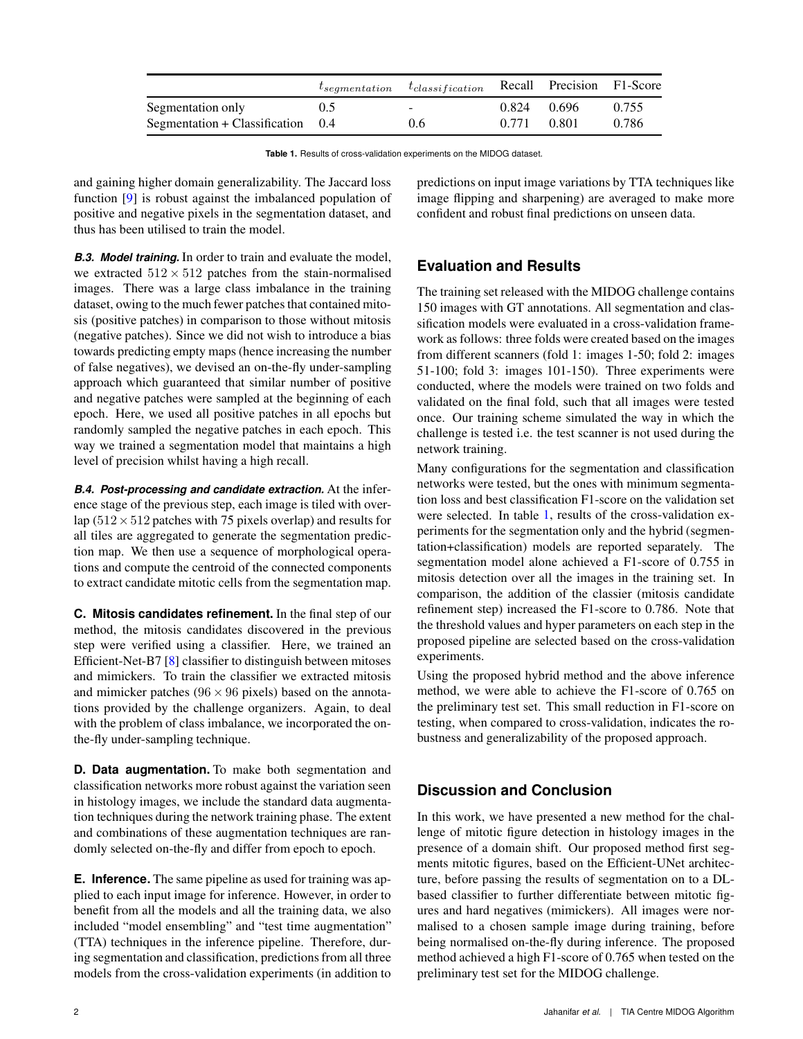|  | $t_{segmentation}$ | $t_{classification}$ | Recall | Precision | F1-Score |
|---|---|---|---|---|---|
| Segmentation only | 0.5 | - | 0.824 | 0.696 | 0.755 |
| Segmentation + Classification | 0.4 | 0.6 | 0.771 | 0.801 | 0.786 |

**Table 1.** Results of cross-validation experiments on the MIDOG dataset.

and gaining higher domain generalizability. The Jaccard loss function [9] is robust against the imbalanced population of positive and negative pixels in the segmentation dataset, and thus has been utilised to train the model.

***B.3. Model training.*** In order to train and evaluate the model, we extracted $512 \times 512$ patches from the stain-normalised images. There was a large class imbalance in the training dataset, owing to the much fewer patches that contained mitosis (positive patches) in comparison to those without mitosis (negative patches). Since we did not wish to introduce a bias towards predicting empty maps (hence increasing the number of false negatives), we devised an on-the-fly under-sampling approach which guaranteed that similar number of positive and negative patches were sampled at the beginning of each epoch. Here, we used all positive patches in all epochs but randomly sampled the negative patches in each epoch. This way we trained a segmentation model that maintains a high level of precision whilst having a high recall.

***B.4. Post-processing and candidate extraction.*** At the inference stage of the previous step, each image is tiled with overlap ($512 \times 512$ patches with 75 pixels overlap) and results for all tiles are aggregated to generate the segmentation prediction map. We then use a sequence of morphological operations and compute the centroid of the connected components to extract candidate mitotic cells from the segmentation map.

**C. Mitosis candidates refinement.** In the final step of our method, the mitosis candidates discovered in the previous step were verified using a classifier. Here, we trained an Efficient-Net-B7 [8] classifier to distinguish between mitoses and mimickers. To train the classifier we extracted mitosis and mimicker patches ($96 \times 96$ pixels) based on the annotations provided by the challenge organizers. Again, to deal with the problem of class imbalance, we incorporated the on-the-fly under-sampling technique.

**D. Data augmentation.** To make both segmentation and classification networks more robust against the variation seen in histology images, we include the standard data augmentation techniques during the network training phase. The extent and combinations of these augmentation techniques are randomly selected on-the-fly and differ from epoch to epoch.

**E. Inference.** The same pipeline as used for training was applied to each input image for inference. However, in order to benefit from all the models and all the training data, we also included "model ensembling" and "test time augmentation" (TTA) techniques in the inference pipeline. Therefore, during segmentation and classification, predictions from all three models from the cross-validation experiments (in addition to predictions on input image variations by TTA techniques like image flipping and sharpening) are averaged to make more confident and robust final predictions on unseen data.

## Evaluation and Results

The training set released with the MIDOG challenge contains 150 images with GT annotations. All segmentation and classification models were evaluated in a cross-validation framework as follows: three folds were created based on the images from different scanners (fold 1: images 1-50; fold 2: images 51-100; fold 3: images 101-150). Three experiments were conducted, where the models were trained on two folds and validated on the final fold, such that all images were tested once. Our training scheme simulated the way in which the challenge is tested i.e. the test scanner is not used during the network training.

Many configurations for the segmentation and classification networks were tested, but the ones with minimum segmentation loss and best classification F1-score on the validation set were selected. In table 1, results of the cross-validation experiments for the segmentation only and the hybrid (segmentation+classification) models are reported separately. The segmentation model alone achieved a F1-score of 0.755 in mitosis detection over all the images in the training set. In comparison, the addition of the classier (mitosis candidate refinement step) increased the F1-score to 0.786. Note that the threshold values and hyper parameters on each step in the proposed pipeline are selected based on the cross-validation experiments.

Using the proposed hybrid method and the above inference method, we were able to achieve the F1-score of 0.765 on the preliminary test set. This small reduction in F1-score on testing, when compared to cross-validation, indicates the robustness and generalizability of the proposed approach.

## Discussion and Conclusion

In this work, we have presented a new method for the challenge of mitotic figure detection in histology images in the presence of a domain shift. Our proposed method first segments mitotic figures, based on the Efficient-UNet architecture, before passing the results of segmentation on to a DL-based classifier to further differentiate between mitotic figures and hard negatives (mimickers). All images were normalised to a chosen sample image during training, before being normalised on-the-fly during inference. The proposed method achieved a high F1-score of 0.765 when tested on the preliminary test set for the MIDOG challenge.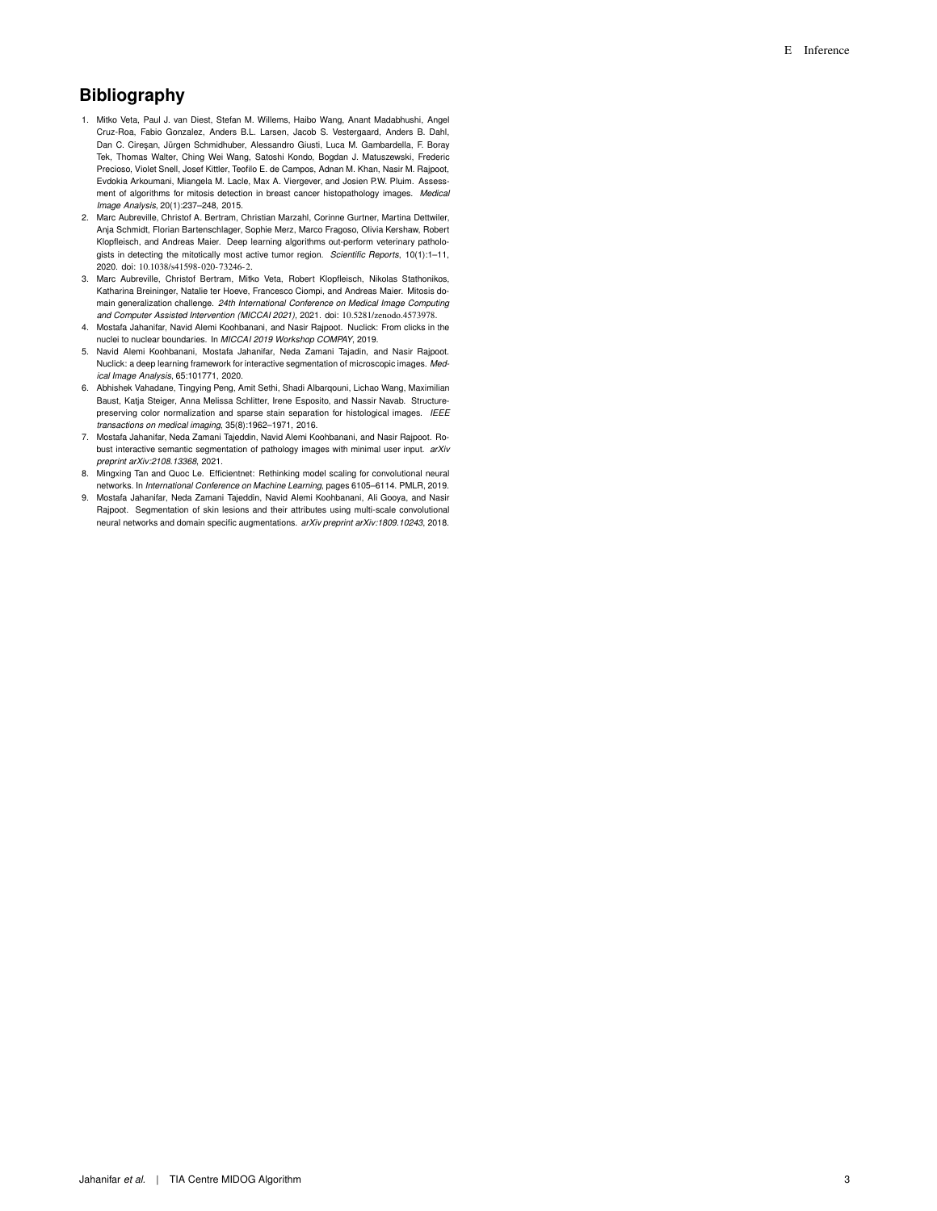# Bibliography

1. Mitko Veta, Paul J. van Diest, Stefan M. Willems, Haibo Wang, Anant Madabhushi, Angel Cruz-Roa, Fabio Gonzalez, Anders B.L. Larsen, Jacob S. Vestergaard, Anders B. Dahl, Dan C. Cireşan, Jürgen Schmidhuber, Alessandro Giusti, Luca M. Gambardella, F. Boray Tek, Thomas Walter, Ching Wei Wang, Satoshi Kondo, Bogdan J. Matuszewski, Frederic Precioso, Violet Snell, Josef Kittler, Teofilo E. de Campos, Adnan M. Khan, Nasir M. Rajpoot, Evdokia Arkoumani, Miangela M. Lacle, Max A. Viergever, and Josien P.W. Pluim. Assessment of algorithms for mitosis detection in breast cancer histopathology images. *Medical Image Analysis*, 20(1):237–248, 2015.
2. Marc Aubreville, Christof A. Bertram, Christian Marzahl, Corinne Gurtner, Martina Dettwiler, Anja Schmidt, Florian Bartenschlager, Sophie Merz, Marco Fragoso, Olivia Kershaw, Robert Klopfleisch, and Andreas Maier. Deep learning algorithms out-perform veterinary pathologists in detecting the mitotically most active tumor region. *Scientific Reports*, 10(1):1–11, 2020. doi: 10.1038/s41598-020-73246-2.
3. Marc Aubreville, Christof Bertram, Mitko Veta, Robert Klopfleisch, Nikolas Stathonikos, Katharina Breininger, Natalie ter Hoeve, Francesco Ciompi, and Andreas Maier. Mitosis domain generalization challenge. *24th International Conference on Medical Image Computing and Computer Assisted Intervention (MICCAI 2021)*, 2021. doi: 10.5281/zenodo.4573978.
4. Mostafa Jahanifar, Navid Alemi Koohbanani, and Nasir Rajpoot. Nuclick: From clicks in the nuclei to nuclear boundaries. In *MICCAI 2019 Workshop COMPAY*, 2019.
5. Navid Alemi Koohbanani, Mostafa Jahanifar, Neda Zamani Tajadin, and Nasir Rajpoot. Nuclick: a deep learning framework for interactive segmentation of microscopic images. *Medical Image Analysis*, 65:101771, 2020.
6. Abhishek Vahadane, Tingying Peng, Amit Sethi, Shadi Albarqouni, Lichao Wang, Maximilian Baust, Katja Steiger, Anna Melissa Schlitter, Irene Esposito, and Nassir Navab. Structure-preserving color normalization and sparse stain separation for histological images. *IEEE transactions on medical imaging*, 35(8):1962–1971, 2016.
7. Mostafa Jahanifar, Neda Zamani Tajeddin, Navid Alemi Koohbanani, and Nasir Rajpoot. Robust interactive semantic segmentation of pathology images with minimal user input. *arXiv preprint arXiv:2108.13368*, 2021.
8. Mingxing Tan and Quoc Le. Efficientnet: Rethinking model scaling for convolutional neural networks. In *International Conference on Machine Learning*, pages 6105–6114. PMLR, 2019.
9. Mostafa Jahanifar, Neda Zamani Tajeddin, Navid Alemi Koohbanani, Ali Gooya, and Nasir Rajpoot. Segmentation of skin lesions and their attributes using multi-scale convolutional neural networks and domain specific augmentations. *arXiv preprint arXiv:1809.10243*, 2018.